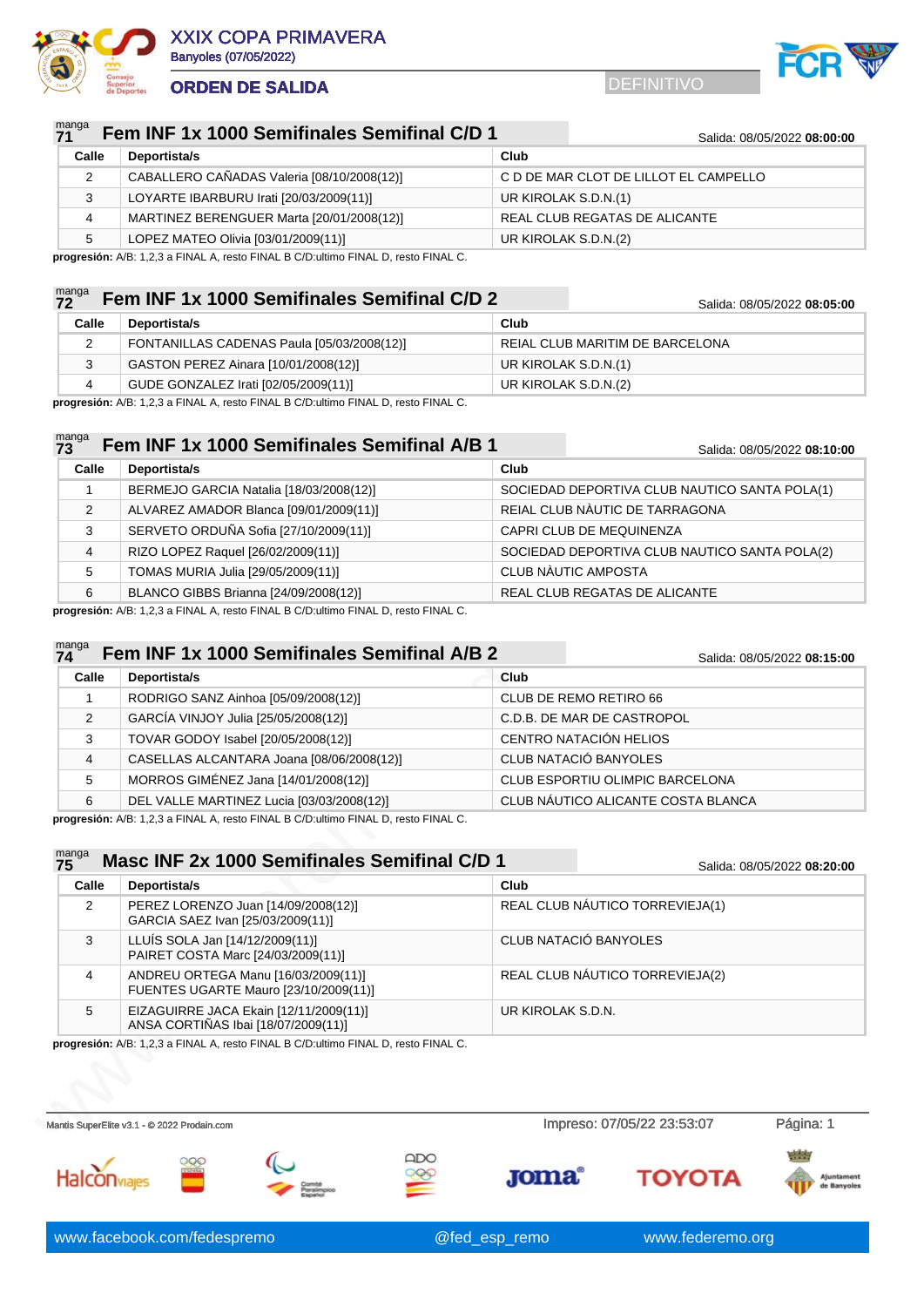# XXIX COPA PRIMAVERA

Banyoles (07/05/2022)

## ORDEN DE SALIDA

DEFINITIVO

### manga 71 — Fem INF 1x 1000 Semifinales Semifinal C/D 1

Salida: 08/05/2022 **08:00:00**

| Calle | Deportista/s | Club |
|---|---|---|
| 2 | CABALLERO CAÑADAS Valeria [08/10/2008(12)] | C D DE MAR CLOT DE LILLOT EL CAMPELLO |
| 3 | LOYARTE IBARBURU Irati [20/03/2009(11)] | UR KIROLAK S.D.N.(1) |
| 4 | MARTINEZ BERENGUER Marta [20/01/2008(12)] | REAL CLUB REGATAS DE ALICANTE |
| 5 | LOPEZ MATEO Olivia [03/01/2009(11)] | UR KIROLAK S.D.N.(2) |

**progresión:** A/B: 1,2,3 a FINAL A, resto FINAL B C/D:ultimo FINAL D, resto FINAL C.

### manga 72 — Fem INF 1x 1000 Semifinales Semifinal C/D 2

Salida: 08/05/2022 **08:05:00**

| Calle | Deportista/s | Club |
|---|---|---|
| 2 | FONTANILLAS CADENAS Paula [05/03/2008(12)] | REIAL CLUB MARITIM DE BARCELONA |
| 3 | GASTON PEREZ Ainara [10/01/2008(12)] | UR KIROLAK S.D.N.(1) |
| 4 | GUDE GONZALEZ Irati [02/05/2009(11)] | UR KIROLAK S.D.N.(2) |

**progresión:** A/B: 1,2,3 a FINAL A, resto FINAL B C/D:ultimo FINAL D, resto FINAL C.

### manga 73 — Fem INF 1x 1000 Semifinales Semifinal A/B 1

Salida: 08/05/2022 **08:10:00**

| Calle | Deportista/s | Club |
|---|---|---|
| 1 | BERMEJO GARCIA Natalia [18/03/2008(12)] | SOCIEDAD DEPORTIVA CLUB NAUTICO SANTA POLA(1) |
| 2 | ALVAREZ AMADOR Blanca [09/01/2009(11)] | REIAL CLUB NÀUTIC DE TARRAGONA |
| 3 | SERVETO ORDUÑA Sofia [27/10/2009(11)] | CAPRI CLUB DE MEQUINENZA |
| 4 | RIZO LOPEZ Raquel [26/02/2009(11)] | SOCIEDAD DEPORTIVA CLUB NAUTICO SANTA POLA(2) |
| 5 | TOMAS MURIA Julia [29/05/2009(11)] | CLUB NÀUTIC AMPOSTA |
| 6 | BLANCO GIBBS Brianna [24/09/2008(12)] | REAL CLUB REGATAS DE ALICANTE |

**progresión:** A/B: 1,2,3 a FINAL A, resto FINAL B C/D:ultimo FINAL D, resto FINAL C.

### manga 74 — Fem INF 1x 1000 Semifinales Semifinal A/B 2

Salida: 08/05/2022 **08:15:00**

| Calle | Deportista/s | Club |
|---|---|---|
| 1 | RODRIGO SANZ Ainhoa [05/09/2008(12)] | CLUB DE REMO RETIRO 66 |
| 2 | GARCÍA VINJOY Julia [25/05/2008(12)] | C.D.B. DE MAR DE CASTROPOL |
| 3 | TOVAR GODOY Isabel [20/05/2008(12)] | CENTRO NATACIÓN HELIOS |
| 4 | CASELLAS ALCANTARA Joana [08/06/2008(12)] | CLUB NATACIÓ BANYOLES |
| 5 | MORROS GIMÉNEZ Jana [14/01/2008(12)] | CLUB ESPORTIU OLIMPIC BARCELONA |
| 6 | DEL VALLE MARTINEZ Lucia [03/03/2008(12)] | CLUB NÁUTICO ALICANTE COSTA BLANCA |

**progresión:** A/B: 1,2,3 a FINAL A, resto FINAL B C/D:ultimo FINAL D, resto FINAL C.

### manga 75 — Masc INF 2x 1000 Semifinales Semifinal C/D 1

Salida: 08/05/2022 **08:20:00**

| Calle | Deportista/s | Club |
|---|---|---|
| 2 | PEREZ LORENZO Juan [14/09/2008(12)]<br>GARCIA SAEZ Ivan [25/03/2009(11)] | REAL CLUB NÁUTICO TORREVIEJA(1) |
| 3 | LLUÍS SOLA Jan [14/12/2009(11)]<br>PAIRET COSTA Marc [24/03/2009(11)] | CLUB NATACIÓ BANYOLES |
| 4 | ANDREU ORTEGA Manu [16/03/2009(11)]<br>FUENTES UGARTE Mauro [23/10/2009(11)] | REAL CLUB NÁUTICO TORREVIEJA(2) |
| 5 | EIZAGUIRRE JACA Ekain [12/11/2009(11)]<br>ANSA CORTIÑAS Ibai [18/07/2009(11)] | UR KIROLAK S.D.N. |

**progresión:** A/B: 1,2,3 a FINAL A, resto FINAL B C/D:ultimo FINAL D, resto FINAL C.

Mantis SuperElite v3.1 - © 2022 Prodain.com — Impreso: 07/05/22 23:53:07 — Página: 1

www.facebook.com/fedespremo — @fed_esp_remo — www.federemo.org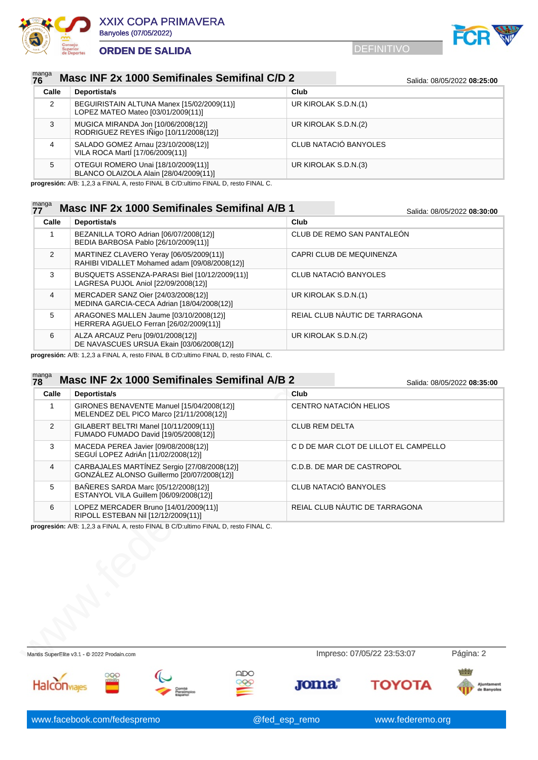# XXIX COPA PRIMAVERA

Banyoles (07/05/2022)

## ORDEN DE SALIDA

DEFINITIVO

### manga 76 Masc INF 2x 1000 Semifinales Semifinal C/D 2

Salida: 08/05/2022 **08:25:00**

| Calle | Deportista/s | Club |
|---|---|---|
| 2 | BEGUIRISTAIN ALTUNA Manex [15/02/2009(11)]<br>LOPEZ MATEO Mateo [03/01/2009(11)] | UR KIROLAK S.D.N.(1) |
| 3 | MUGICA MIRANDA Jon [10/06/2008(12)]<br>RODRIGUEZ REYES IÑigo [10/11/2008(12)] | UR KIROLAK S.D.N.(2) |
| 4 | SALADO GOMEZ Arnau [23/10/2008(12)]<br>VILA ROCA MartÍ [17/06/2009(11)] | CLUB NATACIÓ BANYOLES |
| 5 | OTEGUI ROMERO Unai [18/10/2009(11)]<br>BLANCO OLAIZOLA Alain [28/04/2009(11)] | UR KIROLAK S.D.N.(3) |

**progresión:** A/B: 1,2,3 a FINAL A, resto FINAL B C/D:ultimo FINAL D, resto FINAL C.

### manga 77 Masc INF 2x 1000 Semifinales Semifinal A/B 1

Salida: 08/05/2022 **08:30:00**

| Calle | Deportista/s | Club |
|---|---|---|
| 1 | BEZANILLA TORO Adrian [06/07/2008(12)]<br>BEDIA BARBOSA Pablo [26/10/2009(11)] | CLUB DE REMO SAN PANTALEÓN |
| 2 | MARTINEZ CLAVERO Yeray [06/05/2009(11)]<br>RAHIBI VIDALLET Mohamed adam [09/08/2008(12)] | CAPRI CLUB DE MEQUINENZA |
| 3 | BUSQUETS ASSENZA-PARASI Biel [10/12/2009(11)]<br>LAGRESA PUJOL Aniol [22/09/2008(12)] | CLUB NATACIÓ BANYOLES |
| 4 | MERCADER SANZ Oier [24/03/2008(12)]<br>MEDINA GARCIA-CECA Adrian [18/04/2008(12)] | UR KIROLAK S.D.N.(1) |
| 5 | ARAGONES MALLEN Jaume [03/10/2008(12)]<br>HERRERA AGUELO Ferran [26/02/2009(11)] | REIAL CLUB NÀUTIC DE TARRAGONA |
| 6 | ALZA ARCAUZ Peru [09/01/2008(12)]<br>DE NAVASCUES URSUA Ekain [03/06/2008(12)] | UR KIROLAK S.D.N.(2) |

**progresión:** A/B: 1,2,3 a FINAL A, resto FINAL B C/D:ultimo FINAL D, resto FINAL C.

### manga 78 Masc INF 2x 1000 Semifinales Semifinal A/B 2

Salida: 08/05/2022 **08:35:00**

| Calle | Deportista/s | Club |
|---|---|---|
| 1 | GIRONES BENAVENTE Manuel [15/04/2008(12)]<br>MELENDEZ DEL PICO Marco [21/11/2008(12)] | CENTRO NATACIÓN HELIOS |
| 2 | GILABERT BELTRI Manel [10/11/2009(11)]<br>FUMADO FUMADO David [19/05/2008(12)] | CLUB REM DELTA |
| 3 | MACEDA PEREA Javier [09/08/2008(12)]<br>SEGUÍ LOPEZ AdriÁn [11/02/2008(12)] | C D DE MAR CLOT DE LILLOT EL CAMPELLO |
| 4 | CARBAJALES MARTÍNEZ Sergio [27/08/2008(12)]<br>GONZÁLEZ ALONSO Guillermo [20/07/2008(12)] | C.D.B. DE MAR DE CASTROPOL |
| 5 | BAÑERES SARDA Marc [05/12/2008(12)]<br>ESTANYOL VILA Guillem [06/09/2008(12)] | CLUB NATACIÓ BANYOLES |
| 6 | LOPEZ MERCADER Bruno [14/01/2009(11)]<br>RIPOLL ESTEBAN Nil [12/12/2009(11)] | REIAL CLUB NÀUTIC DE TARRAGONA |

**progresión:** A/B: 1,2,3 a FINAL A, resto FINAL B C/D:ultimo FINAL D, resto FINAL C.

Mantis SuperElite v3.1 - © 2022 Prodain.com

Impreso: 07/05/22 23:53:07

www.facebook.com/fedespremo | @fed_esp_remo | www.federemo.org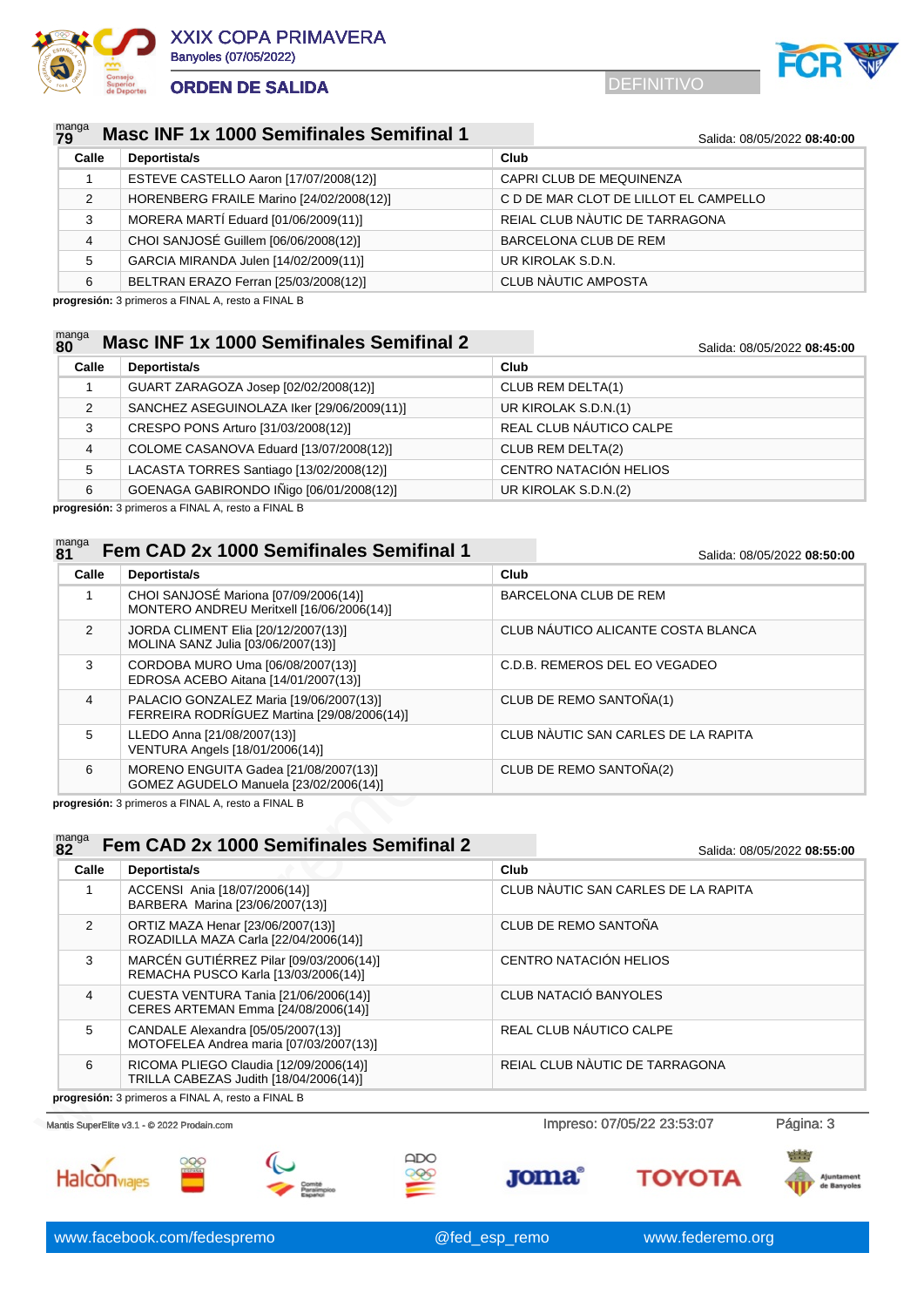manga **79** 

## Masc INF 1x 1000 Semifinales Semifinal 1

Salida: 08/05/2022 **08:40:00**

| Calle | Deportista/s | Club |
|---|---|---|
| 1 | ESTEVE CASTELLO Aaron [17/07/2008(12)] | CAPRI CLUB DE MEQUINENZA |
| 2 | HORENBERG FRAILE Marino [24/02/2008(12)] | C D DE MAR CLOT DE LILLOT EL CAMPELLO |
| 3 | MORERA MARTÍ Eduard [01/06/2009(11)] | REIAL CLUB NÀUTIC DE TARRAGONA |
| 4 | CHOI SANJOSÉ Guillem [06/06/2008(12)] | BARCELONA CLUB DE REM |
| 5 | GARCIA MIRANDA Julen [14/02/2009(11)] | UR KIROLAK S.D.N. |
| 6 | BELTRAN ERAZO Ferran [25/03/2008(12)] | CLUB NÀUTIC AMPOSTA |

**progresión:** 3 primeros a FINAL A, resto a FINAL B

manga **80** 

## Masc INF 1x 1000 Semifinales Semifinal 2

Salida: 08/05/2022 **08:45:00**

| Calle | Deportista/s | Club |
|---|---|---|
| 1 | GUART ZARAGOZA Josep [02/02/2008(12)] | CLUB REM DELTA(1) |
| 2 | SANCHEZ ASEGUINOLAZA Iker [29/06/2009(11)] | UR KIROLAK S.D.N.(1) |
| 3 | CRESPO PONS Arturo [31/03/2008(12)] | REAL CLUB NÁUTICO CALPE |
| 4 | COLOME CASANOVA Eduard [13/07/2008(12)] | CLUB REM DELTA(2) |
| 5 | LACASTA TORRES Santiago [13/02/2008(12)] | CENTRO NATACIÓN HELIOS |
| 6 | GOENAGA GABIRONDO IÑigo [06/01/2008(12)] | UR KIROLAK S.D.N.(2) |

**progresión:** 3 primeros a FINAL A, resto a FINAL B

manga **81** 

## Fem CAD 2x 1000 Semifinales Semifinal 1

Salida: 08/05/2022 **08:50:00**

| Calle | Deportista/s | Club |
|---|---|---|
| 1 | CHOI SANJOSÉ Mariona [07/09/2006(14)]<br>MONTERO ANDREU Meritxell [16/06/2006(14)] | BARCELONA CLUB DE REM |
| 2 | JORDA CLIMENT Elia [20/12/2007(13)]<br>MOLINA SANZ Julia [03/06/2007(13)] | CLUB NÁUTICO ALICANTE COSTA BLANCA |
| 3 | CORDOBA MURO Uma [06/08/2007(13)]<br>EDROSA ACEBO Aitana [14/01/2007(13)] | C.D.B. REMEROS DEL EO VEGADEO |
| 4 | PALACIO GONZALEZ Maria [19/06/2007(13)]<br>FERREIRA RODRÍGUEZ Martina [29/08/2006(14)] | CLUB DE REMO SANTOÑA(1) |
| 5 | LLEDO Anna [21/08/2007(13)]<br>VENTURA Angels [18/01/2006(14)] | CLUB NÀUTIC SAN CARLES DE LA RAPITA |
| 6 | MORENO ENGUITA Gadea [21/08/2007(13)]<br>GOMEZ AGUDELO Manuela [23/02/2006(14)] | CLUB DE REMO SANTOÑA(2) |

**progresión:** 3 primeros a FINAL A, resto a FINAL B

manga **82** 

## Fem CAD 2x 1000 Semifinales Semifinal 2

Salida: 08/05/2022 **08:55:00**

| Calle | Deportista/s | Club |
|---|---|---|
| 1 | ACCENSI Ania [18/07/2006(14)]<br>BARBERA Marina [23/06/2007(13)] | CLUB NÀUTIC SAN CARLES DE LA RAPITA |
| 2 | ORTIZ MAZA Henar [23/06/2007(13)]<br>ROZADILLA MAZA Carla [22/04/2006(14)] | CLUB DE REMO SANTOÑA |
| 3 | MARCÉN GUTIÉRREZ Pilar [09/03/2006(14)]<br>REMACHA PUSCO Karla [13/03/2006(14)] | CENTRO NATACIÓN HELIOS |
| 4 | CUESTA VENTURA Tania [21/06/2006(14)]<br>CERES ARTEMAN Emma [24/08/2006(14)] | CLUB NATACIÓ BANYOLES |
| 5 | CANDALE Alexandra [05/05/2007(13)]<br>MOTOFELEA Andrea maria [07/03/2007(13)] | REAL CLUB NÁUTICO CALPE |
| 6 | RICOMA PLIEGO Claudia [12/09/2006(14)]<br>TRILLA CABEZAS Judith [18/04/2006(14)] | REIAL CLUB NÀUTIC DE TARRAGONA |

**progresión:** 3 primeros a FINAL A, resto a FINAL B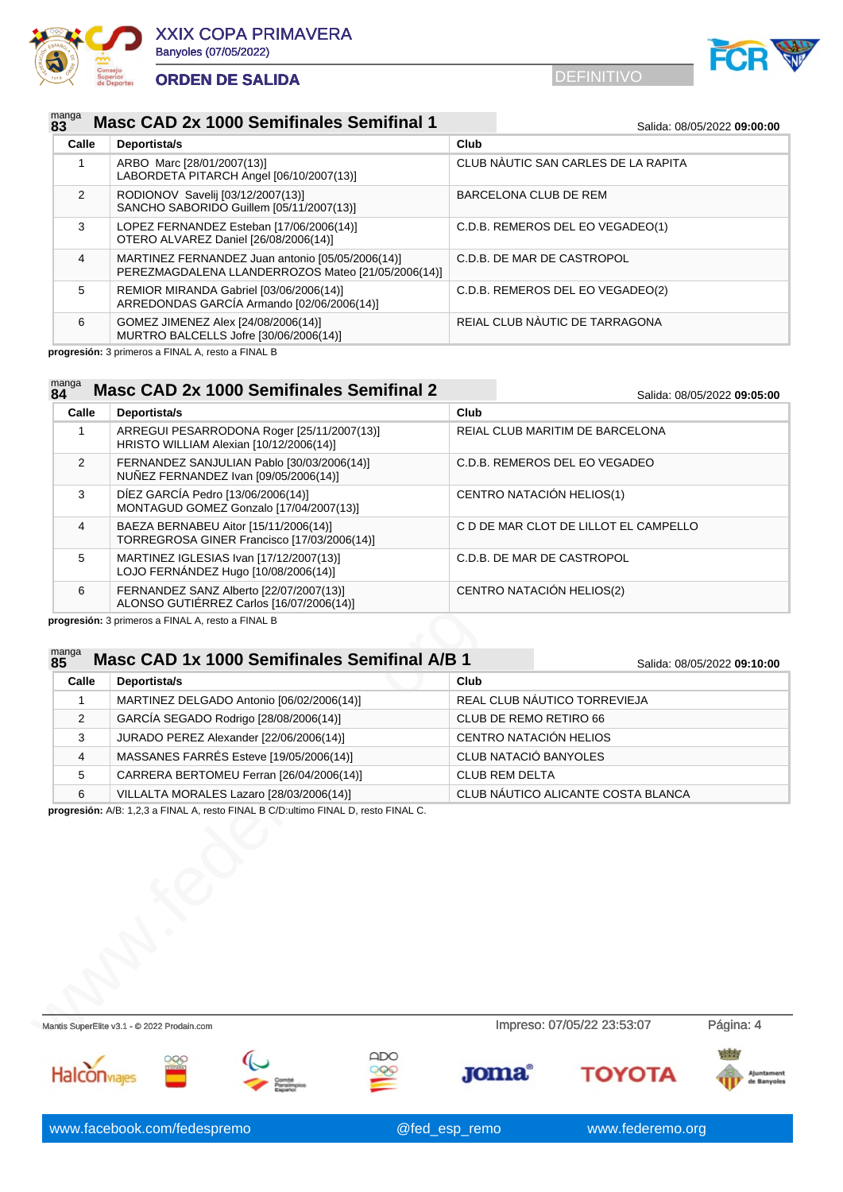# XXIX COPA PRIMAVERA

Banyoles (07/05/2022)

## ORDEN DE SALIDA

DEFINITIVO

### manga 83 — Masc CAD 2x 1000 Semifinales Semifinal 1

Salida: 08/05/2022 **09:00:00**

| Calle | Deportista/s | Club |
|---|---|---|
| 1 | ARBO Marc [28/01/2007(13)]<br>LABORDETA PITARCH Angel [06/10/2007(13)] | CLUB NÀUTIC SAN CARLES DE LA RAPITA |
| 2 | RODIONOV Savelij [03/12/2007(13)]<br>SANCHO SABORIDO Guillem [05/11/2007(13)] | BARCELONA CLUB DE REM |
| 3 | LOPEZ FERNANDEZ Esteban [17/06/2006(14)]<br>OTERO ALVAREZ Daniel [26/08/2006(14)] | C.D.B. REMEROS DEL EO VEGADEO(1) |
| 4 | MARTINEZ FERNANDEZ Juan antonio [05/05/2006(14)]<br>PEREZMAGDALENA LLANDERROZOS Mateo [21/05/2006(14)] | C.D.B. DE MAR DE CASTROPOL |
| 5 | REMIOR MIRANDA Gabriel [03/06/2006(14)]<br>ARREDONDAS GARCÍA Armando [02/06/2006(14)] | C.D.B. REMEROS DEL EO VEGADEO(2) |
| 6 | GOMEZ JIMENEZ Alex [24/08/2006(14)]<br>MURTRO BALCELLS Jofre [30/06/2006(14)] | REIAL CLUB NÀUTIC DE TARRAGONA |

**progresión:** 3 primeros a FINAL A, resto a FINAL B

### manga 84 — Masc CAD 2x 1000 Semifinales Semifinal 2

Salida: 08/05/2022 **09:05:00**

| Calle | Deportista/s | Club |
|---|---|---|
| 1 | ARREGUI PESARRODONA Roger [25/11/2007(13)]<br>HRISTO WILLIAM Alexian [10/12/2006(14)] | REIAL CLUB MARITIM DE BARCELONA |
| 2 | FERNANDEZ SANJULIAN Pablo [30/03/2006(14)]<br>NUÑEZ FERNANDEZ Ivan [09/05/2006(14)] | C.D.B. REMEROS DEL EO VEGADEO |
| 3 | DÍEZ GARCÍA Pedro [13/06/2006(14)]<br>MONTAGUD GOMEZ Gonzalo [17/04/2007(13)] | CENTRO NATACIÓN HELIOS(1) |
| 4 | BAEZA BERNABEU Aitor [15/11/2006(14)]<br>TORREGROSA GINER Francisco [17/03/2006(14)] | C D DE MAR CLOT DE LILLOT EL CAMPELLO |
| 5 | MARTINEZ IGLESIAS Ivan [17/12/2007(13)]<br>LOJO FERNÁNDEZ Hugo [10/08/2006(14)] | C.D.B. DE MAR DE CASTROPOL |
| 6 | FERNANDEZ SANZ Alberto [22/07/2007(13)]<br>ALONSO GUTIÉRREZ Carlos [16/07/2006(14)] | CENTRO NATACIÓN HELIOS(2) |

**progresión:** 3 primeros a FINAL A, resto a FINAL B

### manga 85 — Masc CAD 1x 1000 Semifinales Semifinal A/B 1

Salida: 08/05/2022 **09:10:00**

| Calle | Deportista/s | Club |
|---|---|---|
| 1 | MARTINEZ DELGADO Antonio [06/02/2006(14)] | REAL CLUB NÁUTICO TORREVIEJA |
| 2 | GARCÍA SEGADO Rodrigo [28/08/2006(14)] | CLUB DE REMO RETIRO 66 |
| 3 | JURADO PEREZ Alexander [22/06/2006(14)] | CENTRO NATACIÓN HELIOS |
| 4 | MASSANES FARRÉS Esteve [19/05/2006(14)] | CLUB NATACIÓ BANYOLES |
| 5 | CARRERA BERTOMEU Ferran [26/04/2006(14)] | CLUB REM DELTA |
| 6 | VILLALTA MORALES Lazaro [28/03/2006(14)] | CLUB NÁUTICO ALICANTE COSTA BLANCA |

**progresión:** A/B: 1,2,3 a FINAL A, resto FINAL B C/D:ultimo FINAL D, resto FINAL C.

Mantis SuperElite v3.1 - © 2022 Prodain.com — Impreso: 07/05/22 23:53:07

www.facebook.com/fedespremo — @fed_esp_remo — www.federemo.org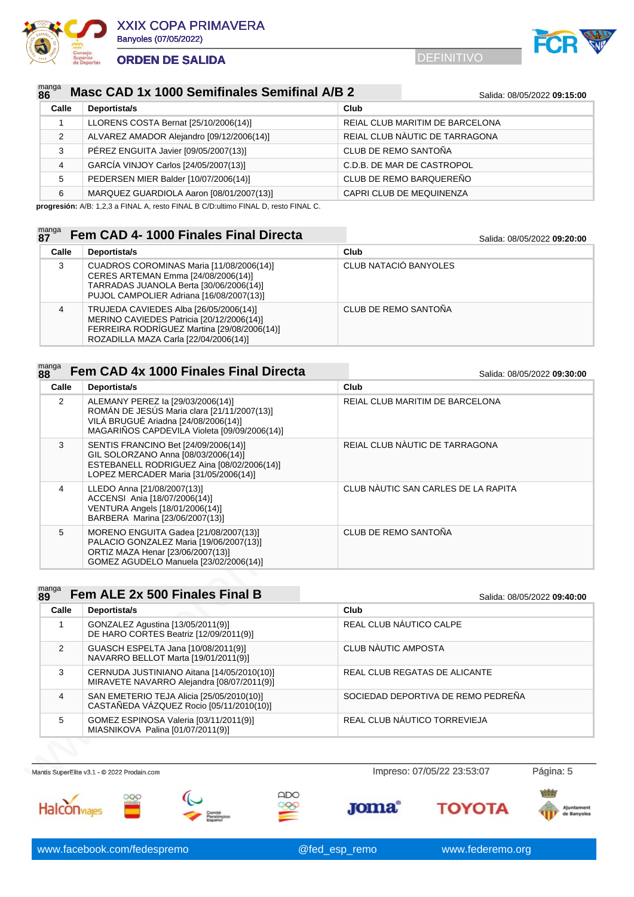# XXIX COPA PRIMAVERA
Banyoles (07/05/2022)

## ORDEN DE SALIDA

DEFINITIVO

### manga 86 — Masc CAD 1x 1000 Semifinales Semifinal A/B 2

Salida: 08/05/2022 **09:15:00**

| Calle | Deportista/s | Club |
|---|---|---|
| 1 | LLORENS COSTA Bernat [25/10/2006(14)] | REIAL CLUB MARITIM DE BARCELONA |
| 2 | ALVAREZ AMADOR Alejandro [09/12/2006(14)] | REIAL CLUB NÀUTIC DE TARRAGONA |
| 3 | PÉREZ ENGUITA Javier [09/05/2007(13)] | CLUB DE REMO SANTOÑA |
| 4 | GARCÍA VINJOY Carlos [24/05/2007(13)] | C.D.B. DE MAR DE CASTROPOL |
| 5 | PEDERSEN MIER Balder [10/07/2006(14)] | CLUB DE REMO BARQUEREÑO |
| 6 | MARQUEZ GUARDIOLA Aaron [08/01/2007(13)] | CAPRI CLUB DE MEQUINENZA |

**progresión:** A/B: 1,2,3 a FINAL A, resto FINAL B C/D:ultimo FINAL D, resto FINAL C.

### manga 87 — Fem CAD 4- 1000 Finales Final Directa

Salida: 08/05/2022 **09:20:00**

| Calle | Deportista/s | Club |
|---|---|---|
| 3 | CUADROS COROMINAS Maria [11/08/2006(14)]<br>CERES ARTEMAN Emma [24/08/2006(14)]<br>TARRADAS JUANOLA Berta [30/06/2006(14)]<br>PUJOL CAMPOLIER Adriana [16/08/2007(13)] | CLUB NATACIÓ BANYOLES |
| 4 | TRUJEDA CAVIEDES Alba [26/05/2006(14)]<br>MERINO CAVIEDES Patricia [20/12/2006(14)]<br>FERREIRA RODRÍGUEZ Martina [29/08/2006(14)]<br>ROZADILLA MAZA Carla [22/04/2006(14)] | CLUB DE REMO SANTOÑA |

### manga 88 — Fem CAD 4x 1000 Finales Final Directa

Salida: 08/05/2022 **09:30:00**

| Calle | Deportista/s | Club |
|---|---|---|
| 2 | ALEMANY PEREZ Ia [29/03/2006(14)]<br>ROMÁN DE JESÚS Maria clara [21/11/2007(13)]<br>VILÁ BRUGUÉ Ariadna [24/08/2006(14)]<br>MAGARIÑOS CAPDEVILA Violeta [09/09/2006(14)] | REIAL CLUB MARITIM DE BARCELONA |
| 3 | SENTIS FRANCINO Bet [24/09/2006(14)]<br>GIL SOLORZANO Anna [08/03/2006(14)]<br>ESTEBANELL RODRIGUEZ Aina [08/02/2006(14)]<br>LOPEZ MERCADER Maria [31/05/2006(14)] | REIAL CLUB NÀUTIC DE TARRAGONA |
| 4 | LLEDO Anna [21/08/2007(13)]<br>ACCENSI  Ania [18/07/2006(14)]<br>VENTURA Angels [18/01/2006(14)]<br>BARBERA  Marina [23/06/2007(13)] | CLUB NÀUTIC SAN CARLES DE LA RAPITA |
| 5 | MORENO ENGUITA Gadea [21/08/2007(13)]<br>PALACIO GONZALEZ Maria [19/06/2007(13)]<br>ORTIZ MAZA Henar [23/06/2007(13)]<br>GOMEZ AGUDELO Manuela [23/02/2006(14)] | CLUB DE REMO SANTOÑA |

### manga 89 — Fem ALE 2x 500 Finales Final B

Salida: 08/05/2022 **09:40:00**

| Calle | Deportista/s | Club |
|---|---|---|
| 1 | GONZALEZ Agustina [13/05/2011(9)]<br>DE HARO CORTES Beatriz [12/09/2011(9)] | REAL CLUB NÁUTICO CALPE |
| 2 | GUASCH ESPELTA Jana [10/08/2011(9)]<br>NAVARRO BELLOT Marta [19/01/2011(9)] | CLUB NÀUTIC AMPOSTA |
| 3 | CERNUDA JUSTINIANO Aitana [14/05/2010(10)]<br>MIRAVETE NAVARRO Alejandra [08/07/2011(9)] | REAL CLUB REGATAS DE ALICANTE |
| 4 | SAN EMETERIO TEJA Alicia [25/05/2010(10)]<br>CASTAÑEDA VÁZQUEZ Rocio [05/11/2010(10)] | SOCIEDAD DEPORTIVA DE REMO PEDREÑA |
| 5 | GOMEZ ESPINOSA Valeria [03/11/2011(9)]<br>MIASNIKOVA  Palina [01/07/2011(9)] | REAL CLUB NÁUTICO TORREVIEJA |

Mantis SuperElite v3.1 - © 2022 Prodain.com — Impreso: 07/05/22 23:53:07

www.facebook.com/fedespremo — @fed_esp_remo — www.federemo.org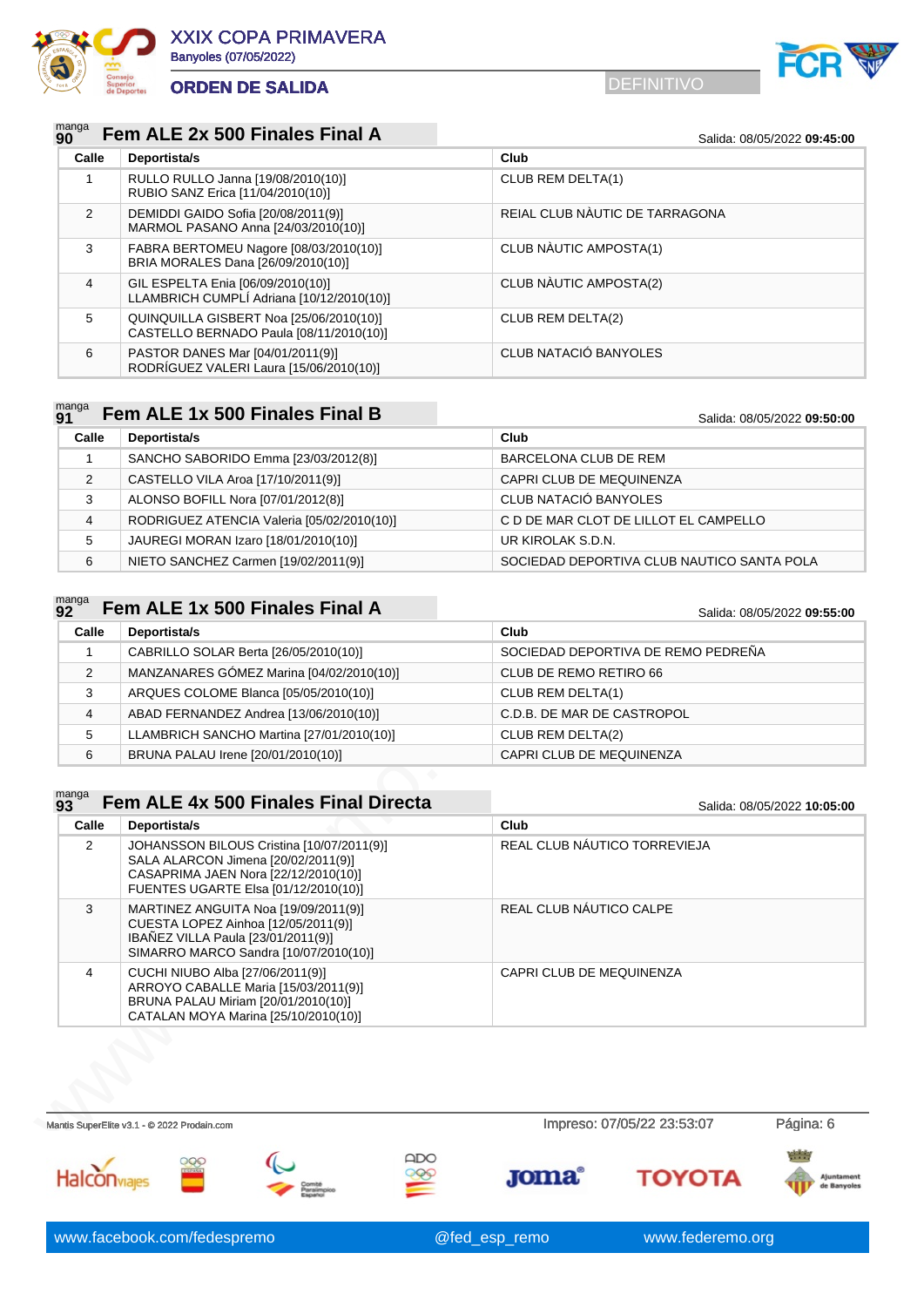# XXIX COPA PRIMAVERA

Banyoles (07/05/2022)

## ORDEN DE SALIDA

DEFINITIVO

### manga 90 — Fem ALE 2x 500 Finales Final A

Salida: 08/05/2022 **09:45:00**

| Calle | Deportista/s | Club |
|---|---|---|
| 1 | RULLO RULLO Janna [19/08/2010(10)]<br>RUBIO SANZ Erica [11/04/2010(10)] | CLUB REM DELTA(1) |
| 2 | DEMIDDI GAIDO Sofia [20/08/2011(9)]<br>MARMOL PASANO Anna [24/03/2010(10)] | REIAL CLUB NÀUTIC DE TARRAGONA |
| 3 | FABRA BERTOMEU Nagore [08/03/2010(10)]<br>BRIA MORALES Dana [26/09/2010(10)] | CLUB NÀUTIC AMPOSTA(1) |
| 4 | GIL ESPELTA Enia [06/09/2010(10)]<br>LLAMBRICH CUMPLÍ Adriana [10/12/2010(10)] | CLUB NÀUTIC AMPOSTA(2) |
| 5 | QUINQUILLA GISBERT Noa [25/06/2010(10)]<br>CASTELLO BERNADO Paula [08/11/2010(10)] | CLUB REM DELTA(2) |
| 6 | PASTOR DANES Mar [04/01/2011(9)]<br>RODRÍGUEZ VALERI Laura [15/06/2010(10)] | CLUB NATACIÓ BANYOLES |

### manga 91 — Fem ALE 1x 500 Finales Final B

Salida: 08/05/2022 **09:50:00**

| Calle | Deportista/s | Club |
|---|---|---|
| 1 | SANCHO SABORIDO Emma [23/03/2012(8)] | BARCELONA CLUB DE REM |
| 2 | CASTELLO VILA Aroa [17/10/2011(9)] | CAPRI CLUB DE MEQUINENZA |
| 3 | ALONSO BOFILL Nora [07/01/2012(8)] | CLUB NATACIÓ BANYOLES |
| 4 | RODRIGUEZ ATENCIA Valeria [05/02/2010(10)] | C D DE MAR CLOT DE LILLOT EL CAMPELLO |
| 5 | JAUREGI MORAN Izaro [18/01/2010(10)] | UR KIROLAK S.D.N. |
| 6 | NIETO SANCHEZ Carmen [19/02/2011(9)] | SOCIEDAD DEPORTIVA CLUB NAUTICO SANTA POLA |

### manga 92 — Fem ALE 1x 500 Finales Final A

Salida: 08/05/2022 **09:55:00**

| Calle | Deportista/s | Club |
|---|---|---|
| 1 | CABRILLO SOLAR Berta [26/05/2010(10)] | SOCIEDAD DEPORTIVA DE REMO PEDREÑA |
| 2 | MANZANARES GÓMEZ Marina [04/02/2010(10)] | CLUB DE REMO RETIRO 66 |
| 3 | ARQUES COLOME Blanca [05/05/2010(10)] | CLUB REM DELTA(1) |
| 4 | ABAD FERNANDEZ Andrea [13/06/2010(10)] | C.D.B. DE MAR DE CASTROPOL |
| 5 | LLAMBRICH SANCHO Martina [27/01/2010(10)] | CLUB REM DELTA(2) |
| 6 | BRUNA PALAU Irene [20/01/2010(10)] | CAPRI CLUB DE MEQUINENZA |

### manga 93 — Fem ALE 4x 500 Finales Final Directa

Salida: 08/05/2022 **10:05:00**

| Calle | Deportista/s | Club |
|---|---|---|
| 2 | JOHANSSON BILOUS Cristina [10/07/2011(9)]<br>SALA ALARCON Jimena [20/02/2011(9)]<br>CASAPRIMA JAEN Nora [22/12/2010(10)]<br>FUENTES UGARTE Elsa [01/12/2010(10)] | REAL CLUB NÁUTICO TORREVIEJA |
| 3 | MARTINEZ ANGUITA Noa [19/09/2011(9)]<br>CUESTA LOPEZ Ainhoa [12/05/2011(9)]<br>IBAÑEZ VILLA Paula [23/01/2011(9)]<br>SIMARRO MARCO Sandra [10/07/2010(10)] | REAL CLUB NÁUTICO CALPE |
| 4 | CUCHI NIUBO Alba [27/06/2011(9)]<br>ARROYO CABALLE Maria [15/03/2011(9)]<br>BRUNA PALAU Miriam [20/01/2010(10)]<br>CATALAN MOYA Marina [25/10/2010(10)] | CAPRI CLUB DE MEQUINENZA |

Mantis SuperElite v3.1 - © 2022 Prodain.com — Impreso: 07/05/22 23:53:07

www.facebook.com/fedespremo — @fed_esp_remo — www.federemo.org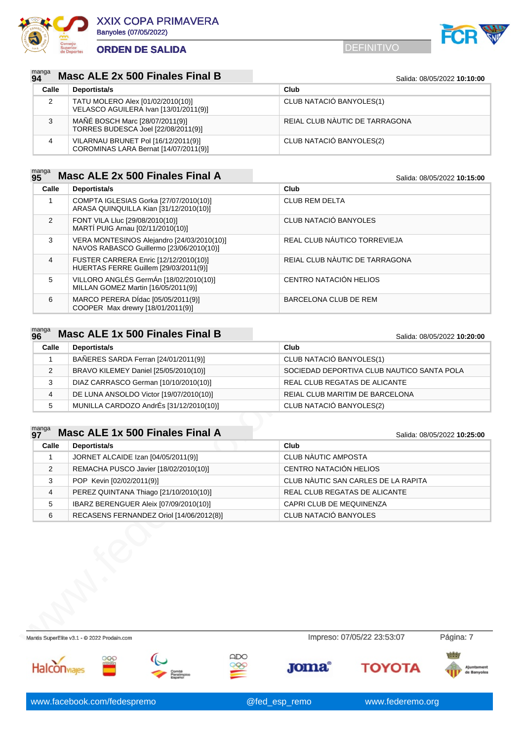## manga 94 — Masc ALE 2x 500 Finales Final B

Salida: 08/05/2022 **10:10:00**

| Calle | Deportista/s | Club |
|---|---|---|
| 2 | TATU MOLERO Alex [01/02/2010(10)]<br>VELASCO AGUILERA Ivan [13/01/2011(9)] | CLUB NATACIÓ BANYOLES(1) |
| 3 | MAÑÉ BOSCH Marc [28/07/2011(9)]<br>TORRES BUDESCA Joel [22/08/2011(9)] | REIAL CLUB NÀUTIC DE TARRAGONA |
| 4 | VILARNAU BRUNET Pol [16/12/2011(9)]<br>COROMINAS LARA Bernat [14/07/2011(9)] | CLUB NATACIÓ BANYOLES(2) |

## manga 95 — Masc ALE 2x 500 Finales Final A

Salida: 08/05/2022 **10:15:00**

| Calle | Deportista/s | Club |
|---|---|---|
| 1 | COMPTA IGLESIAS Gorka [27/07/2010(10)]<br>ARASA QUINQUILLA Kian [31/12/2010(10)] | CLUB REM DELTA |
| 2 | FONT VILA Lluc [29/08/2010(10)]<br>MARTÍ PUIG Arnau [02/11/2010(10)] | CLUB NATACIÓ BANYOLES |
| 3 | VERA MONTESINOS Alejandro [24/03/2010(10)]<br>NAVOS RABASCO Guillermo [23/06/2010(10)] | REAL CLUB NÁUTICO TORREVIEJA |
| 4 | FUSTER CARRERA Enric [12/12/2010(10)]<br>HUERTAS FERRE Guillem [29/03/2011(9)] | REIAL CLUB NÀUTIC DE TARRAGONA |
| 5 | VILLORO ANGLÉS GermÁn [18/02/2010(10)]<br>MILLAN GOMEZ Martin [16/05/2011(9)] | CENTRO NATACIÓN HELIOS |
| 6 | MARCO PERERA DÍdac [05/05/2011(9)]<br>COOPER Max drewry [18/01/2011(9)] | BARCELONA CLUB DE REM |

## manga 96 — Masc ALE 1x 500 Finales Final B

Salida: 08/05/2022 **10:20:00**

| Calle | Deportista/s | Club |
|---|---|---|
| 1 | BAÑERES SARDA Ferran [24/01/2011(9)] | CLUB NATACIÓ BANYOLES(1) |
| 2 | BRAVO KILEMEY Daniel [25/05/2010(10)] | SOCIEDAD DEPORTIVA CLUB NAUTICO SANTA POLA |
| 3 | DIAZ CARRASCO German [10/10/2010(10)] | REAL CLUB REGATAS DE ALICANTE |
| 4 | DE LUNA ANSOLDO Victor [19/07/2010(10)] | REIAL CLUB MARITIM DE BARCELONA |
| 5 | MUNILLA CARDOZO AndrÉs [31/12/2010(10)] | CLUB NATACIÓ BANYOLES(2) |

## manga 97 — Masc ALE 1x 500 Finales Final A

Salida: 08/05/2022 **10:25:00**

| Calle | Deportista/s | Club |
|---|---|---|
| 1 | JORNET ALCAIDE Izan [04/05/2011(9)] | CLUB NÀUTIC AMPOSTA |
| 2 | REMACHA PUSCO Javier [18/02/2010(10)] | CENTRO NATACIÓN HELIOS |
| 3 | POP Kevin [02/02/2011(9)] | CLUB NÀUTIC SAN CARLES DE LA RAPITA |
| 4 | PEREZ QUINTANA Thiago [21/10/2010(10)] | REAL CLUB REGATAS DE ALICANTE |
| 5 | IBARZ BERENGUER Aleix [07/09/2010(10)] | CAPRI CLUB DE MEQUINENZA |
| 6 | RECASENS FERNANDEZ Oriol [14/06/2012(8)] | CLUB NATACIÓ BANYOLES |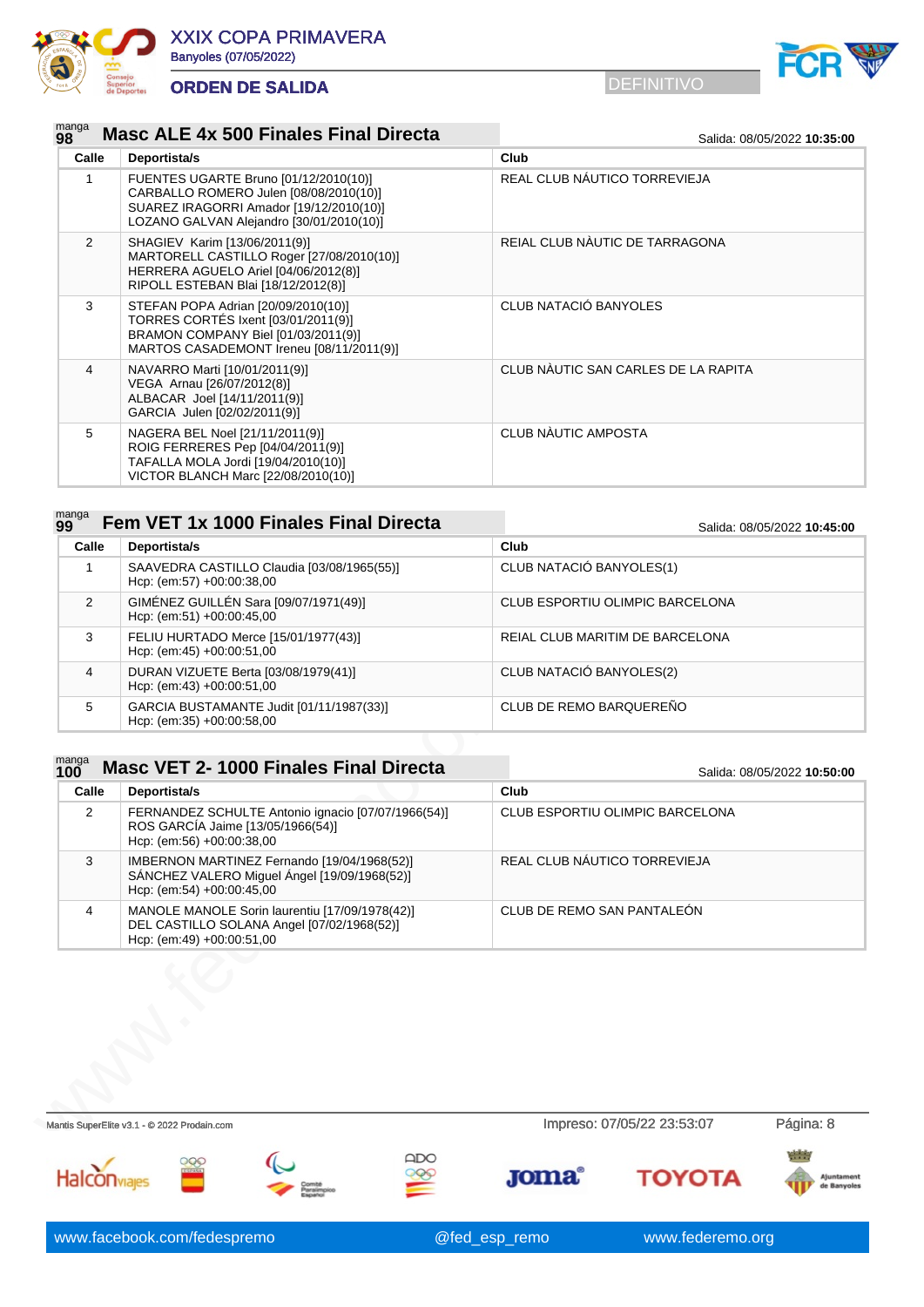# XXIX COPA PRIMAVERA

Banyoles (07/05/2022)

## ORDEN DE SALIDA

DEFINITIVO

### manga 98 — Masc ALE 4x 500 Finales Final Directa

Salida: 08/05/2022 **10:35:00**

| Calle | Deportista/s | Club |
|---|---|---|
| 1 | FUENTES UGARTE Bruno [01/12/2010(10)]<br>CARBALLO ROMERO Julen [08/08/2010(10)]<br>SUAREZ IRAGORRI Amador [19/12/2010(10)]<br>LOZANO GALVAN Alejandro [30/01/2010(10)] | REAL CLUB NÁUTICO TORREVIEJA |
| 2 | SHAGIEV Karim [13/06/2011(9)]<br>MARTORELL CASTILLO Roger [27/08/2010(10)]<br>HERRERA AGUELO Ariel [04/06/2012(8)]<br>RIPOLL ESTEBAN Blai [18/12/2012(8)] | REIAL CLUB NÀUTIC DE TARRAGONA |
| 3 | STEFAN POPA Adrian [20/09/2010(10)]<br>TORRES CORTÉS Ixent [03/01/2011(9)]<br>BRAMON COMPANY Biel [01/03/2011(9)]<br>MARTOS CASADEMONT Ireneu [08/11/2011(9)] | CLUB NATACIÓ BANYOLES |
| 4 | NAVARRO Marti [10/01/2011(9)]<br>VEGA Arnau [26/07/2012(8)]<br>ALBACAR Joel [14/11/2011(9)]<br>GARCIA Julen [02/02/2011(9)] | CLUB NÀUTIC SAN CARLES DE LA RAPITA |
| 5 | NAGERA BEL Noel [21/11/2011(9)]<br>ROIG FERRERES Pep [04/04/2011(9)]<br>TAFALLA MOLA Jordi [19/04/2010(10)]<br>VICTOR BLANCH Marc [22/08/2010(10)] | CLUB NÀUTIC AMPOSTA |

### manga 99 — Fem VET 1x 1000 Finales Final Directa

Salida: 08/05/2022 **10:45:00**

| Calle | Deportista/s | Club |
|---|---|---|
| 1 | SAAVEDRA CASTILLO Claudia [03/08/1965(55)]<br>Hcp: (em:57) +00:00:38,00 | CLUB NATACIÓ BANYOLES(1) |
| 2 | GIMÉNEZ GUILLÉN Sara [09/07/1971(49)]<br>Hcp: (em:51) +00:00:45,00 | CLUB ESPORTIU OLIMPIC BARCELONA |
| 3 | FELIU HURTADO Merce [15/01/1977(43)]<br>Hcp: (em:45) +00:00:51,00 | REIAL CLUB MARITIM DE BARCELONA |
| 4 | DURAN VIZUETE Berta [03/08/1979(41)]<br>Hcp: (em:43) +00:00:51,00 | CLUB NATACIÓ BANYOLES(2) |
| 5 | GARCIA BUSTAMANTE Judit [01/11/1987(33)]<br>Hcp: (em:35) +00:00:58,00 | CLUB DE REMO BARQUEREÑO |

### manga 100 — Masc VET 2- 1000 Finales Final Directa

Salida: 08/05/2022 **10:50:00**

| Calle | Deportista/s | Club |
|---|---|---|
| 2 | FERNANDEZ SCHULTE Antonio ignacio [07/07/1966(54)]<br>ROS GARCÍA Jaime [13/05/1966(54)]<br>Hcp: (em:56) +00:00:38,00 | CLUB ESPORTIU OLIMPIC BARCELONA |
| 3 | IMBERNON MARTINEZ Fernando [19/04/1968(52)]<br>SÁNCHEZ VALERO Miguel Ángel [19/09/1968(52)]<br>Hcp: (em:54) +00:00:45,00 | REAL CLUB NÁUTICO TORREVIEJA |
| 4 | MANOLE MANOLE Sorin laurentiu [17/09/1978(42)]<br>DEL CASTILLO SOLANA Angel [07/02/1968(52)]<br>Hcp: (em:49) +00:00:51,00 | CLUB DE REMO SAN PANTALEÓN |

Mantis SuperElite v3.1 - © 2022 Prodain.com — Impreso: 07/05/22 23:53:07

www.facebook.com/fedespremo — @fed_esp_remo — www.federemo.org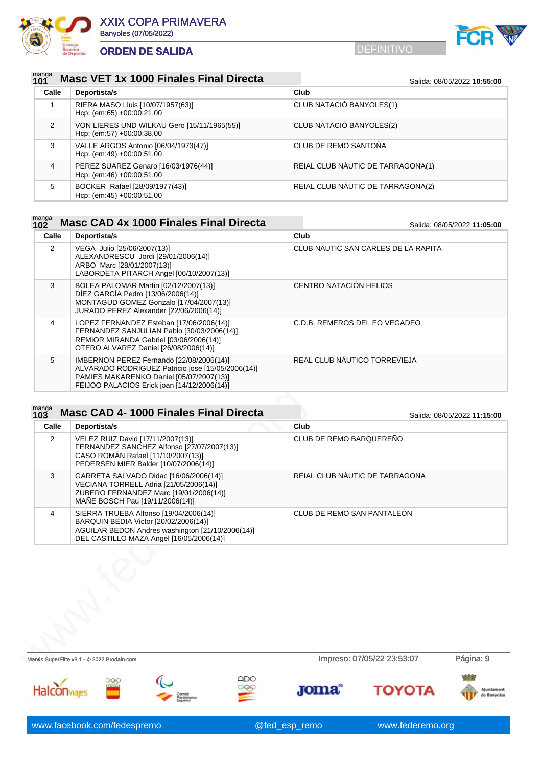# XXIX COPA PRIMAVERA

Banyoles (07/05/2022)

## ORDEN DE SALIDA

DEFINITIVO

### manga 101 Masc VET 1x 1000 Finales Final Directa

Salida: 08/05/2022 **10:55:00**

| Calle | Deportista/s | Club |
|---|---|---|
| 1 | RIERA MASO Lluis [10/07/1957(63)]<br>Hcp: (em:65) +00:00:21,00 | CLUB NATACIÓ BANYOLES(1) |
| 2 | VON LIERES UND WILKAU Gero [15/11/1965(55)]<br>Hcp: (em:57) +00:00:38,00 | CLUB NATACIÓ BANYOLES(2) |
| 3 | VALLE ARGOS Antonio [06/04/1973(47)]<br>Hcp: (em:49) +00:00:51,00 | CLUB DE REMO SANTOÑA |
| 4 | PEREZ SUAREZ Genaro [16/03/1976(44)]<br>Hcp: (em:46) +00:00:51,00 | REIAL CLUB NÀUTIC DE TARRAGONA(1) |
| 5 | BOCKER Rafael [28/09/1977(43)]<br>Hcp: (em:45) +00:00:51,00 | REIAL CLUB NÀUTIC DE TARRAGONA(2) |

### manga 102 Masc CAD 4x 1000 Finales Final Directa

Salida: 08/05/2022 **11:05:00**

| Calle | Deportista/s | Club |
|---|---|---|
| 2 | VEGA Julio [25/06/2007(13)]<br>ALEXANDRESCU Jordi [29/01/2006(14)]<br>ARBO Marc [28/01/2007(13)]<br>LABORDETA PITARCH Angel [06/10/2007(13)] | CLUB NÀUTIC SAN CARLES DE LA RAPITA |
| 3 | BOLEA PALOMAR Martin [02/12/2007(13)]<br>DÍEZ GARCÍA Pedro [13/06/2006(14)]<br>MONTAGUD GOMEZ Gonzalo [17/04/2007(13)]<br>JURADO PEREZ Alexander [22/06/2006(14)] | CENTRO NATACIÓN HELIOS |
| 4 | LOPEZ FERNANDEZ Esteban [17/06/2006(14)]<br>FERNANDEZ SANJULIAN Pablo [30/03/2006(14)]<br>REMIOR MIRANDA Gabriel [03/06/2006(14)]<br>OTERO ALVAREZ Daniel [26/08/2006(14)] | C.D.B. REMEROS DEL EO VEGADEO |
| 5 | IMBERNON PEREZ Fernando [22/08/2006(14)]<br>ALVARADO RODRIGUEZ Patricio jose [15/05/2006(14)]<br>PAMIES MAKARENKO Daniel [05/07/2007(13)]<br>FEIJOO PALACIOS Erick joan [14/12/2006(14)] | REAL CLUB NÁUTICO TORREVIEJA |

### manga 103 Masc CAD 4- 1000 Finales Final Directa

Salida: 08/05/2022 **11:15:00**

| Calle | Deportista/s | Club |
|---|---|---|
| 2 | VELEZ RUIZ David [17/11/2007(13)]<br>FERNANDEZ SANCHEZ Alfonso [27/07/2007(13)]<br>CASO ROMÁN Rafael [11/10/2007(13)]<br>PEDERSEN MIER Balder [10/07/2006(14)] | CLUB DE REMO BARQUEREÑO |
| 3 | GARRETA SALVADO Didac [16/06/2006(14)]<br>VECIANA TORRELL Adria [21/05/2006(14)]<br>ZUBERO FERNANDEZ Marc [19/01/2006(14)]<br>MAÑE BOSCH Pau [19/11/2006(14)] | REIAL CLUB NÀUTIC DE TARRAGONA |
| 4 | SIERRA TRUEBA Alfonso [19/04/2006(14)]<br>BARQUIN BEDIA Victor [20/02/2006(14)]<br>AGUILAR BEDON Andres washington [21/10/2006(14)]<br>DEL CASTILLO MAZA Angel [16/05/2006(14)] | CLUB DE REMO SAN PANTALEÓN |

Mantis SuperElite v3.1 - © 2022 Prodain.com

Impreso: 07/05/22 23:53:07

www.facebook.com/fedespremo @fed_esp_remo www.federemo.org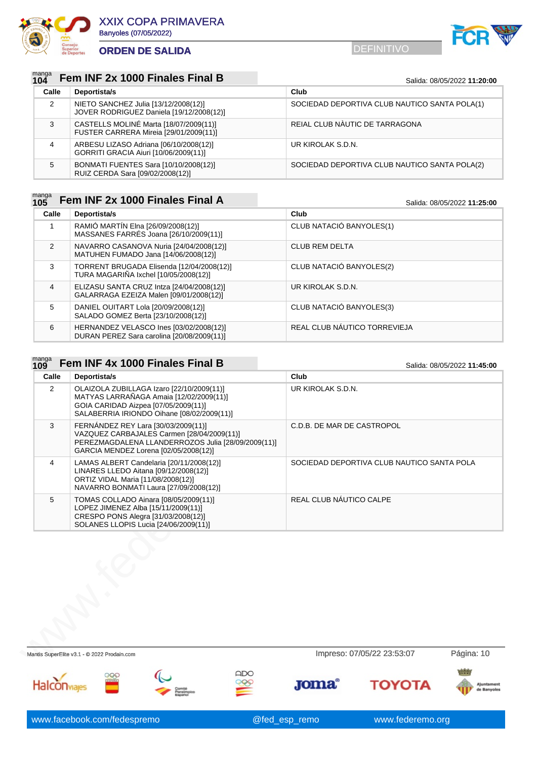# XXIX COPA PRIMAVERA

Banyoles (07/05/2022)

## ORDEN DE SALIDA

DEFINITIVO

### manga 104 Fem INF 2x 1000 Finales Final B

Salida: 08/05/2022 **11:20:00**

| Calle | Deportista/s | Club |
|---|---|---|
| 2 | NIETO SANCHEZ Julia [13/12/2008(12)]<br>JOVER RODRIGUEZ Daniela [19/12/2008(12)] | SOCIEDAD DEPORTIVA CLUB NAUTICO SANTA POLA(1) |
| 3 | CASTELLS MOLINÉ Marta [18/07/2009(11)]<br>FUSTER CARRERA Mireia [29/01/2009(11)] | REIAL CLUB NÀUTIC DE TARRAGONA |
| 4 | ARBESU LIZASO Adriana [06/10/2008(12)]<br>GORRITI GRACIA Aiuri [10/06/2009(11)] | UR KIROLAK S.D.N. |
| 5 | BONMATI FUENTES Sara [10/10/2008(12)]<br>RUIZ CERDA Sara [09/02/2008(12)] | SOCIEDAD DEPORTIVA CLUB NAUTICO SANTA POLA(2) |

### manga 105 Fem INF 2x 1000 Finales Final A

Salida: 08/05/2022 **11:25:00**

| Calle | Deportista/s | Club |
|---|---|---|
| 1 | RAMIÓ MARTÍN Elna [26/09/2008(12)]<br>MASSANES FARRÉS Joana [26/10/2009(11)] | CLUB NATACIÓ BANYOLES(1) |
| 2 | NAVARRO CASANOVA Nuria [24/04/2008(12)]<br>MATUHEN FUMADO Jana [14/06/2008(12)] | CLUB REM DELTA |
| 3 | TORRENT BRUGADA Elisenda [12/04/2008(12)]<br>TURA MAGARIÑA Ixchel [10/05/2008(12)] | CLUB NATACIÓ BANYOLES(2) |
| 4 | ELIZASU SANTA CRUZ Intza [24/04/2008(12)]<br>GALARRAGA EZEIZA Malen [09/01/2008(12)] | UR KIROLAK S.D.N. |
| 5 | DANIEL OUITART Lola [20/09/2008(12)]<br>SALADO GOMEZ Berta [23/10/2008(12)] | CLUB NATACIÓ BANYOLES(3) |
| 6 | HERNANDEZ VELASCO Ines [03/02/2008(12)]<br>DURAN PEREZ Sara carolina [20/08/2009(11)] | REAL CLUB NÁUTICO TORREVIEJA |

### manga 109 Fem INF 4x 1000 Finales Final B

Salida: 08/05/2022 **11:45:00**

| Calle | Deportista/s | Club |
|---|---|---|
| 2 | OLAIZOLA ZUBILLAGA Izaro [22/10/2009(11)]<br>MATYAS LARRAÑAGA Amaia [12/02/2009(11)]<br>GOIA CARIDAD Aizpea [07/05/2009(11)]<br>SALABERRIA IRIONDO Oihane [08/02/2009(11)] | UR KIROLAK S.D.N. |
| 3 | FERNÁNDEZ REY Lara [30/03/2009(11)]<br>VAZQUEZ CARBAJALES Carmen [28/04/2009(11)]<br>PEREZMAGDALENA LLANDERROZOS Julia [28/09/2009(11)]<br>GARCIA MENDEZ Lorena [02/05/2008(12)] | C.D.B. DE MAR DE CASTROPOL |
| 4 | LAMAS ALBERT Candelaria [20/11/2008(12)]<br>LINARES LLEDO Aitana [09/12/2008(12)]<br>ORTIZ VIDAL Maria [11/08/2008(12)]<br>NAVARRO BONMATI Laura [27/09/2008(12)] | SOCIEDAD DEPORTIVA CLUB NAUTICO SANTA POLA |
| 5 | TOMAS COLLADO Ainara [08/05/2009(11)]<br>LOPEZ JIMENEZ Alba [15/11/2009(11)]<br>CRESPO PONS Alegra [31/03/2008(12)]<br>SOLANES LLOPIS Lucia [24/06/2009(11)] | REAL CLUB NÁUTICO CALPE |

Mantis SuperElite v3.1 - © 2022 Prodain.com

Impreso: 07/05/22 23:53:07

www.facebook.com/fedespremo @fed_esp_remo www.federemo.org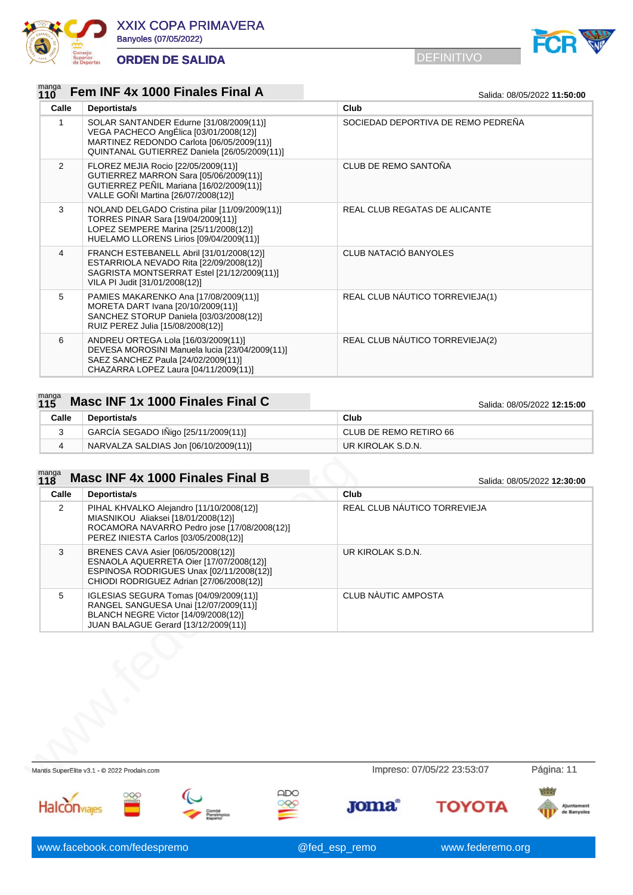# XXIX COPA PRIMAVERA

Banyoles (07/05/2022)

## ORDEN DE SALIDA

DEFINITIVO

### manga 110 Fem INF 4x 1000 Finales Final A

Salida: 08/05/2022 **11:50:00**

| Calle | Deportista/s | Club |
|---|---|---|
| 1 | SOLAR SANTANDER Edurne [31/08/2009(11)]<br>VEGA PACHECO AngÉlica [03/01/2008(12)]<br>MARTINEZ REDONDO Carlota [06/05/2009(11)]<br>QUINTANAL GUTIERREZ Daniela [26/05/2009(11)] | SOCIEDAD DEPORTIVA DE REMO PEDREÑA |
| 2 | FLOREZ MEJIA Rocio [22/05/2009(11)]<br>GUTIERREZ MARRON Sara [05/06/2009(11)]<br>GUTIERREZ PEÑIL Mariana [16/02/2009(11)]<br>VALLE GOÑI Martina [26/07/2008(12)] | CLUB DE REMO SANTOÑA |
| 3 | NOLAND DELGADO Cristina pilar [11/09/2009(11)]<br>TORRES PINAR Sara [19/04/2009(11)]<br>LOPEZ SEMPERE Marina [25/11/2008(12)]<br>HUELAMO LLORENS Lirios [09/04/2009(11)] | REAL CLUB REGATAS DE ALICANTE |
| 4 | FRANCH ESTEBANELL Abril [31/01/2008(12)]<br>ESTARRIOLA NEVADO Rita [22/09/2008(12)]<br>SAGRISTA MONTSERRAT Estel [21/12/2009(11)]<br>VILA PI Judit [31/01/2008(12)] | CLUB NATACIÓ BANYOLES |
| 5 | PAMIES MAKARENKO Ana [17/08/2009(11)]<br>MORETA DART Ivana [20/10/2009(11)]<br>SANCHEZ STORUP Daniela [03/03/2008(12)]<br>RUIZ PEREZ Julia [15/08/2008(12)] | REAL CLUB NÁUTICO TORREVIEJA(1) |
| 6 | ANDREU ORTEGA Lola [16/03/2009(11)]<br>DEVESA MOROSINI Manuela lucia [23/04/2009(11)]<br>SAEZ SANCHEZ Paula [24/02/2009(11)]<br>CHAZARRA LOPEZ Laura [04/11/2009(11)] | REAL CLUB NÁUTICO TORREVIEJA(2) |

### manga 115 Masc INF 1x 1000 Finales Final C

Salida: 08/05/2022 **12:15:00**

| Calle | Deportista/s | Club |
|---|---|---|
| 3 | GARCÍA SEGADO IÑigo [25/11/2009(11)] | CLUB DE REMO RETIRO 66 |
| 4 | NARVALZA SALDIAS Jon [06/10/2009(11)] | UR KIROLAK S.D.N. |

### manga 118 Masc INF 4x 1000 Finales Final B

Salida: 08/05/2022 **12:30:00**

| Calle | Deportista/s | Club |
|---|---|---|
| 2 | PIHAL KHVALKO Alejandro [11/10/2008(12)]<br>MIASNIKOU Aliaksei [18/01/2008(12)]<br>ROCAMORA NAVARRO Pedro jose [17/08/2008(12)]<br>PEREZ INIESTA Carlos [03/05/2008(12)] | REAL CLUB NÁUTICO TORREVIEJA |
| 3 | BRENES CAVA Asier [06/05/2008(12)]<br>ESNAOLA AQUERRETA Oier [17/07/2008(12)]<br>ESPINOSA RODRIGUES Unax [02/11/2008(12)]<br>CHIODI RODRIGUEZ Adrian [27/06/2008(12)] | UR KIROLAK S.D.N. |
| 5 | IGLESIAS SEGURA Tomas [04/09/2009(11)]<br>RANGEL SANGUESA Unai [12/07/2009(11)]<br>BLANCH NEGRE Victor [14/09/2008(12)]<br>JUAN BALAGUE Gerard [13/12/2009(11)] | CLUB NÀUTIC AMPOSTA |

Mantis SuperElite v3.1 - © 2022 Prodain.com

Impreso: 07/05/22 23:53:07

www.facebook.com/fedespremo @fed_esp_remo www.federemo.org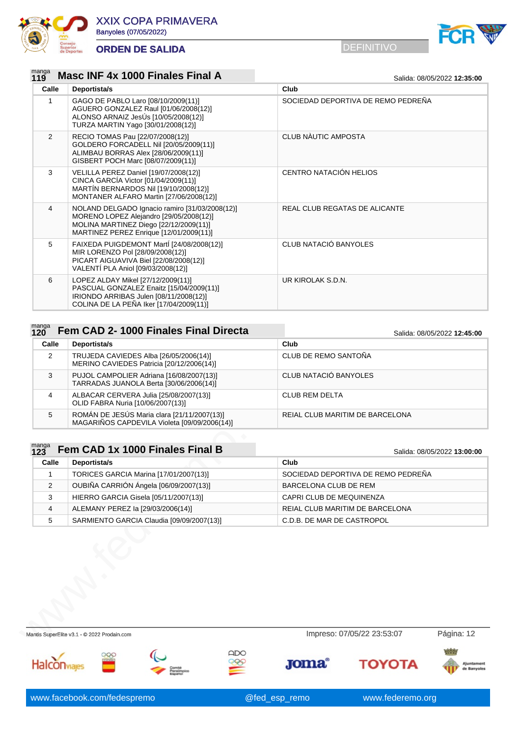# XXIX COPA PRIMAVERA

Banyoles (07/05/2022)

## ORDEN DE SALIDA

DEFINITIVO

### manga 119 — Masc INF 4x 1000 Finales Final A

Salida: 08/05/2022 **12:35:00**

| Calle | Deportista/s | Club |
|---|---|---|
| 1 | GAGO DE PABLO Laro [08/10/2009(11)]<br>AGUERO GONZALEZ Raul [01/06/2008(12)]<br>ALONSO ARNAIZ JesÚs [10/05/2008(12)]<br>TURZA MARTIN Yago [30/01/2008(12)] | SOCIEDAD DEPORTIVA DE REMO PEDREÑA |
| 2 | RECIO TOMAS Pau [22/07/2008(12)]<br>GOLDERO FORCADELL Nil [20/05/2009(11)]<br>ALIMBAU BORRAS Alex [28/06/2009(11)]<br>GISBERT POCH Marc [08/07/2009(11)] | CLUB NÀUTIC AMPOSTA |
| 3 | VELILLA PEREZ Daniel [19/07/2008(12)]<br>CINCA GARCÍA Victor [01/04/2009(11)]<br>MARTÍN BERNARDOS Nil [19/10/2008(12)]<br>MONTANER ALFARO Martin [27/06/2008(12)] | CENTRO NATACIÓN HELIOS |
| 4 | NOLAND DELGADO Ignacio ramiro [31/03/2008(12)]<br>MORENO LOPEZ Alejandro [29/05/2008(12)]<br>MOLINA MARTINEZ Diego [22/12/2009(11)]<br>MARTINEZ PEREZ Enrique [12/01/2009(11)] | REAL CLUB REGATAS DE ALICANTE |
| 5 | FAIXEDA PUIGDEMONT MartÍ [24/08/2008(12)]<br>MIR LORENZO Pol [28/09/2008(12)]<br>PICART AIGUAVIVA Biel [22/08/2008(12)]<br>VALENTÍ PLA Aniol [09/03/2008(12)] | CLUB NATACIÓ BANYOLES |
| 6 | LOPEZ ALDAY Mikel [27/12/2009(11)]<br>PASCUAL GONZALEZ Enaitz [15/04/2009(11)]<br>IRIONDO ARRIBAS Julen [08/11/2008(12)]<br>COLINA DE LA PEÑA Iker [17/04/2009(11)] | UR KIROLAK S.D.N. |

### manga 120 — Fem CAD 2- 1000 Finales Final Directa

Salida: 08/05/2022 **12:45:00**

| Calle | Deportista/s | Club |
|---|---|---|
| 2 | TRUJEDA CAVIEDES Alba [26/05/2006(14)]<br>MERINO CAVIEDES Patricia [20/12/2006(14)] | CLUB DE REMO SANTOÑA |
| 3 | PUJOL CAMPOLIER Adriana [16/08/2007(13)]<br>TARRADAS JUANOLA Berta [30/06/2006(14)] | CLUB NATACIÓ BANYOLES |
| 4 | ALBACAR CERVERA Julia [25/08/2007(13)]<br>OLID FABRA Nuria [10/06/2007(13)] | CLUB REM DELTA |
| 5 | ROMÁN DE JESÚS Maria clara [21/11/2007(13)]<br>MAGARIÑOS CAPDEVILA Violeta [09/09/2006(14)] | REIAL CLUB MARITIM DE BARCELONA |

### manga 123 — Fem CAD 1x 1000 Finales Final B

Salida: 08/05/2022 **13:00:00**

| Calle | Deportista/s | Club |
|---|---|---|
| 1 | TORICES GARCIA Marina [17/01/2007(13)] | SOCIEDAD DEPORTIVA DE REMO PEDREÑA |
| 2 | OUBIÑA CARRIÓN Ángela [06/09/2007(13)] | BARCELONA CLUB DE REM |
| 3 | HIERRO GARCIA Gisela [05/11/2007(13)] | CAPRI CLUB DE MEQUINENZA |
| 4 | ALEMANY PEREZ Ia [29/03/2006(14)] | REIAL CLUB MARITIM DE BARCELONA |
| 5 | SARMIENTO GARCIA Claudia [09/09/2007(13)] | C.D.B. DE MAR DE CASTROPOL |

Mantis SuperElite v3.1 - © 2022 Prodain.com — Impreso: 07/05/22 23:53:07

www.facebook.com/fedespremo — @fed_esp_remo — www.federemo.org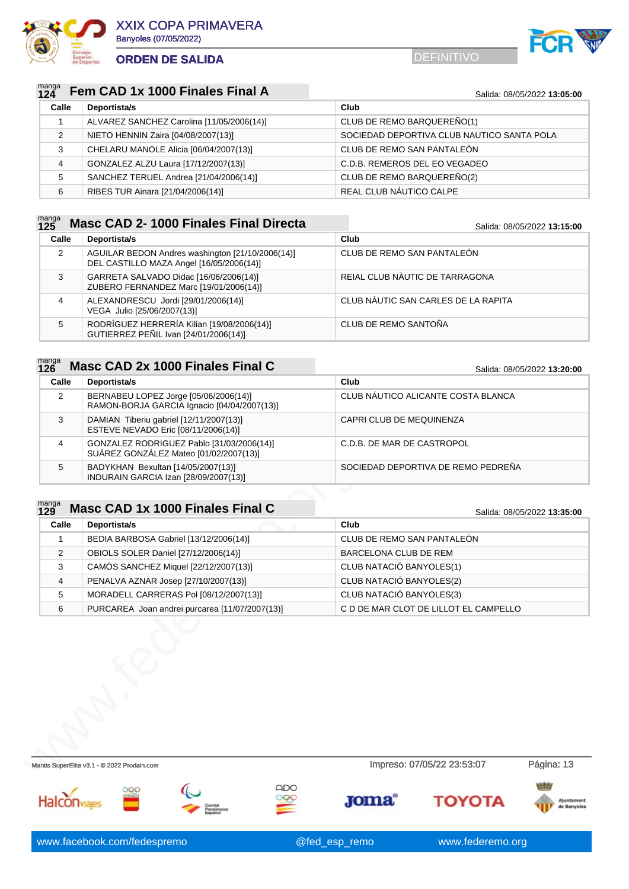# XXIX COPA PRIMAVERA

Banyoles (07/05/2022)

## ORDEN DE SALIDA

DEFINITIVO

### manga 124 Fem CAD 1x 1000 Finales Final A

Salida: 08/05/2022 **13:05:00**

| Calle | Deportista/s | Club |
|---|---|---|
| 1 | ALVAREZ SANCHEZ Carolina [11/05/2006(14)] | CLUB DE REMO BARQUEREÑO(1) |
| 2 | NIETO HENNIN Zaira [04/08/2007(13)] | SOCIEDAD DEPORTIVA CLUB NAUTICO SANTA POLA |
| 3 | CHELARU MANOLE Alicia [06/04/2007(13)] | CLUB DE REMO SAN PANTALEÓN |
| 4 | GONZALEZ ALZU Laura [17/12/2007(13)] | C.D.B. REMEROS DEL EO VEGADEO |
| 5 | SANCHEZ TERUEL Andrea [21/04/2006(14)] | CLUB DE REMO BARQUEREÑO(2) |
| 6 | RIBES TUR Ainara [21/04/2006(14)] | REAL CLUB NÁUTICO CALPE |

### manga 125 Masc CAD 2- 1000 Finales Final Directa

Salida: 08/05/2022 **13:15:00**

| Calle | Deportista/s | Club |
|---|---|---|
| 2 | AGUILAR BEDON Andres washington [21/10/2006(14)]<br>DEL CASTILLO MAZA Angel [16/05/2006(14)] | CLUB DE REMO SAN PANTALEÓN |
| 3 | GARRETA SALVADO Didac [16/06/2006(14)]<br>ZUBERO FERNANDEZ Marc [19/01/2006(14)] | REIAL CLUB NÀUTIC DE TARRAGONA |
| 4 | ALEXANDRESCU Jordi [29/01/2006(14)]<br>VEGA Julio [25/06/2007(13)] | CLUB NÀUTIC SAN CARLES DE LA RAPITA |
| 5 | RODRÍGUEZ HERRERÍA Kilian [19/08/2006(14)]<br>GUTIERREZ PEÑIL Ivan [24/01/2006(14)] | CLUB DE REMO SANTOÑA |

### manga 126 Masc CAD 2x 1000 Finales Final C

Salida: 08/05/2022 **13:20:00**

| Calle | Deportista/s | Club |
|---|---|---|
| 2 | BERNABEU LOPEZ Jorge [05/06/2006(14)]<br>RAMON-BORJA GARCIA Ignacio [04/04/2007(13)] | CLUB NÁUTICO ALICANTE COSTA BLANCA |
| 3 | DAMIAN Tiberiu gabriel [12/11/2007(13)]<br>ESTEVE NEVADO Eric [08/11/2006(14)] | CAPRI CLUB DE MEQUINENZA |
| 4 | GONZALEZ RODRIGUEZ Pablo [31/03/2006(14)]<br>SUÁREZ GONZÁLEZ Mateo [01/02/2007(13)] | C.D.B. DE MAR DE CASTROPOL |
| 5 | BADYKHAN Bexultan [14/05/2007(13)]<br>INDURAIN GARCIA Izan [28/09/2007(13)] | SOCIEDAD DEPORTIVA DE REMO PEDREÑA |

### manga 129 Masc CAD 1x 1000 Finales Final C

Salida: 08/05/2022 **13:35:00**

| Calle | Deportista/s | Club |
|---|---|---|
| 1 | BEDIA BARBOSA Gabriel [13/12/2006(14)] | CLUB DE REMO SAN PANTALEÓN |
| 2 | OBIOLS SOLER Daniel [27/12/2006(14)] | BARCELONA CLUB DE REM |
| 3 | CAMÓS SANCHEZ Miquel [22/12/2007(13)] | CLUB NATACIÓ BANYOLES(1) |
| 4 | PENALVA AZNAR Josep [27/10/2007(13)] | CLUB NATACIÓ BANYOLES(2) |
| 5 | MORADELL CARRERAS Pol [08/12/2007(13)] | CLUB NATACIÓ BANYOLES(3) |
| 6 | PURCAREA Joan andrei purcarea [11/07/2007(13)] | C D DE MAR CLOT DE LILLOT EL CAMPELLO |

Mantis SuperElite v3.1 - © 2022 Prodain.com — Impreso: 07/05/22 23:53:07

www.facebook.com/fedespremo — @fed_esp_remo — www.federemo.org